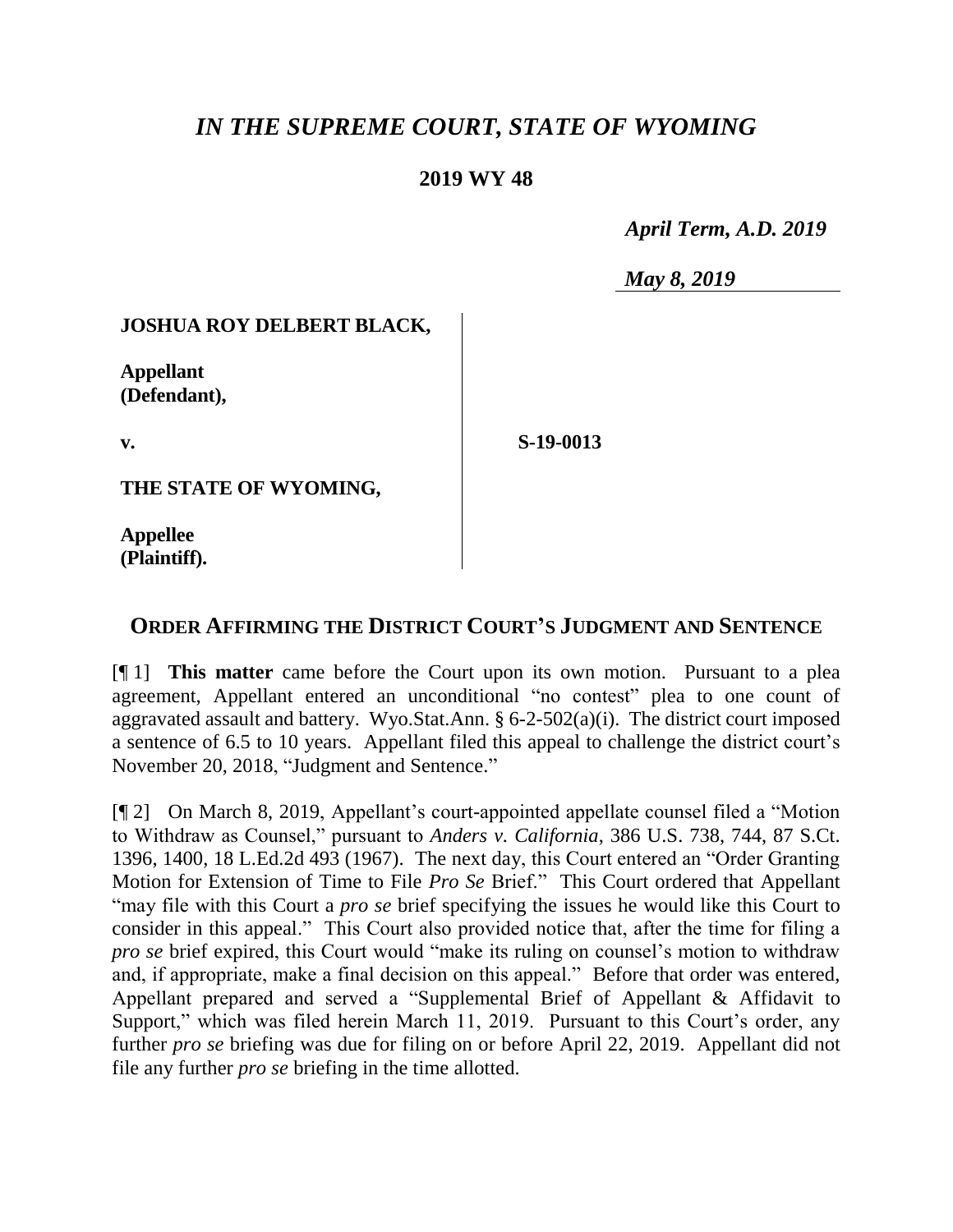# *IN THE SUPREME COURT, STATE OF WYOMING*

## 2019 WY 48

*April Term, A.D. 2019*

*May 8, 2019*

| | |
|---|---|
| **JOSHUA ROY DELBERT BLACK,**<br><br>**Appellant (Defendant),**<br><br>**v.**<br><br>**THE STATE OF WYOMING,**<br><br>**Appellee (Plaintiff).** | **S-19-0013** |

## ORDER AFFIRMING THE DISTRICT COURT'S JUDGMENT AND SENTENCE

[¶ 1] **This matter** came before the Court upon its own motion. Pursuant to a plea agreement, Appellant entered an unconditional "no contest" plea to one count of aggravated assault and battery. Wyo.Stat.Ann. § 6-2-502(a)(i). The district court imposed a sentence of 6.5 to 10 years. Appellant filed this appeal to challenge the district court's November 20, 2018, "Judgment and Sentence."

[¶ 2] On March 8, 2019, Appellant's court-appointed appellate counsel filed a "Motion to Withdraw as Counsel," pursuant to *Anders v. California*, 386 U.S. 738, 744, 87 S.Ct. 1396, 1400, 18 L.Ed.2d 493 (1967). The next day, this Court entered an "Order Granting Motion for Extension of Time to File *Pro Se* Brief." This Court ordered that Appellant "may file with this Court a *pro se* brief specifying the issues he would like this Court to consider in this appeal." This Court also provided notice that, after the time for filing a *pro se* brief expired, this Court would "make its ruling on counsel's motion to withdraw and, if appropriate, make a final decision on this appeal." Before that order was entered, Appellant prepared and served a "Supplemental Brief of Appellant & Affidavit to Support," which was filed herein March 11, 2019. Pursuant to this Court's order, any further *pro se* briefing was due for filing on or before April 22, 2019. Appellant did not file any further *pro se* briefing in the time allotted.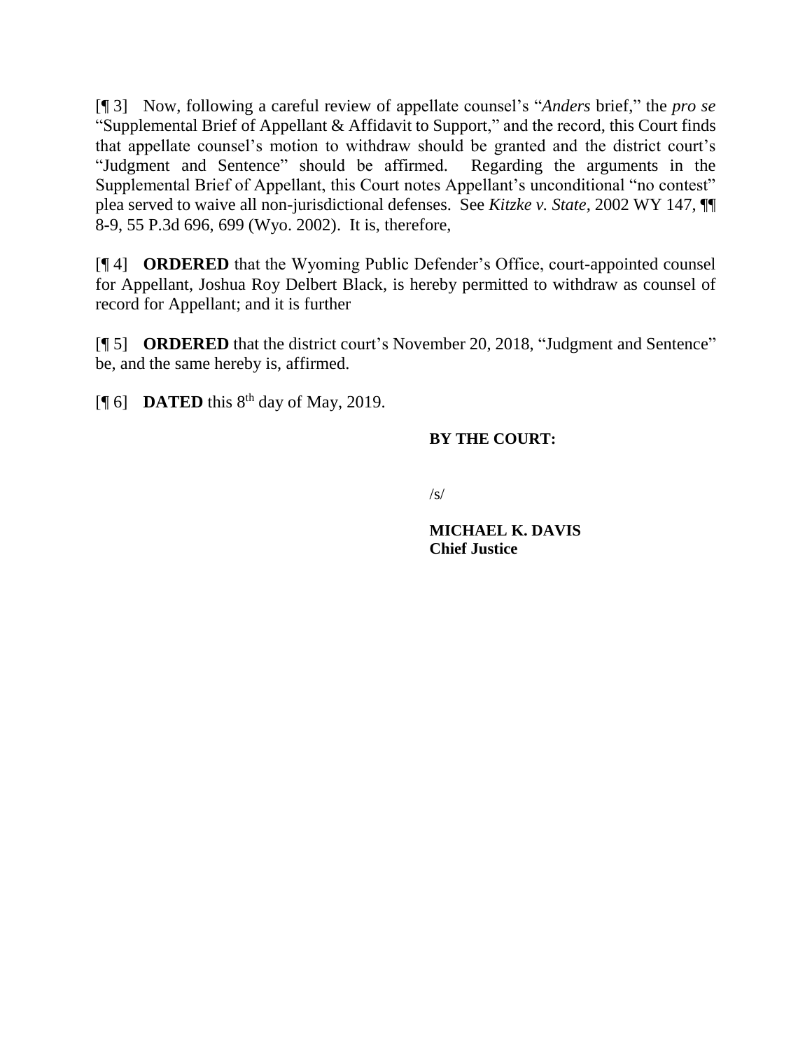[¶ 3] Now, following a careful review of appellate counsel's "*Anders* brief," the *pro se* "Supplemental Brief of Appellant & Affidavit to Support," and the record, this Court finds that appellate counsel's motion to withdraw should be granted and the district court's "Judgment and Sentence" should be affirmed. Regarding the arguments in the Supplemental Brief of Appellant, this Court notes Appellant's unconditional "no contest" plea served to waive all non-jurisdictional defenses. See *Kitzke v. State*, 2002 WY 147, ¶¶ 8-9, 55 P.3d 696, 699 (Wyo. 2002). It is, therefore,

[¶ 4] **ORDERED** that the Wyoming Public Defender's Office, court-appointed counsel for Appellant, Joshua Roy Delbert Black, is hereby permitted to withdraw as counsel of record for Appellant; and it is further

[¶ 5] **ORDERED** that the district court's November 20, 2018, "Judgment and Sentence" be, and the same hereby is, affirmed.

[¶ 6] **DATED** this 8th day of May, 2019.

**BY THE COURT:**

/s/

**MICHAEL K. DAVIS**
**Chief Justice**